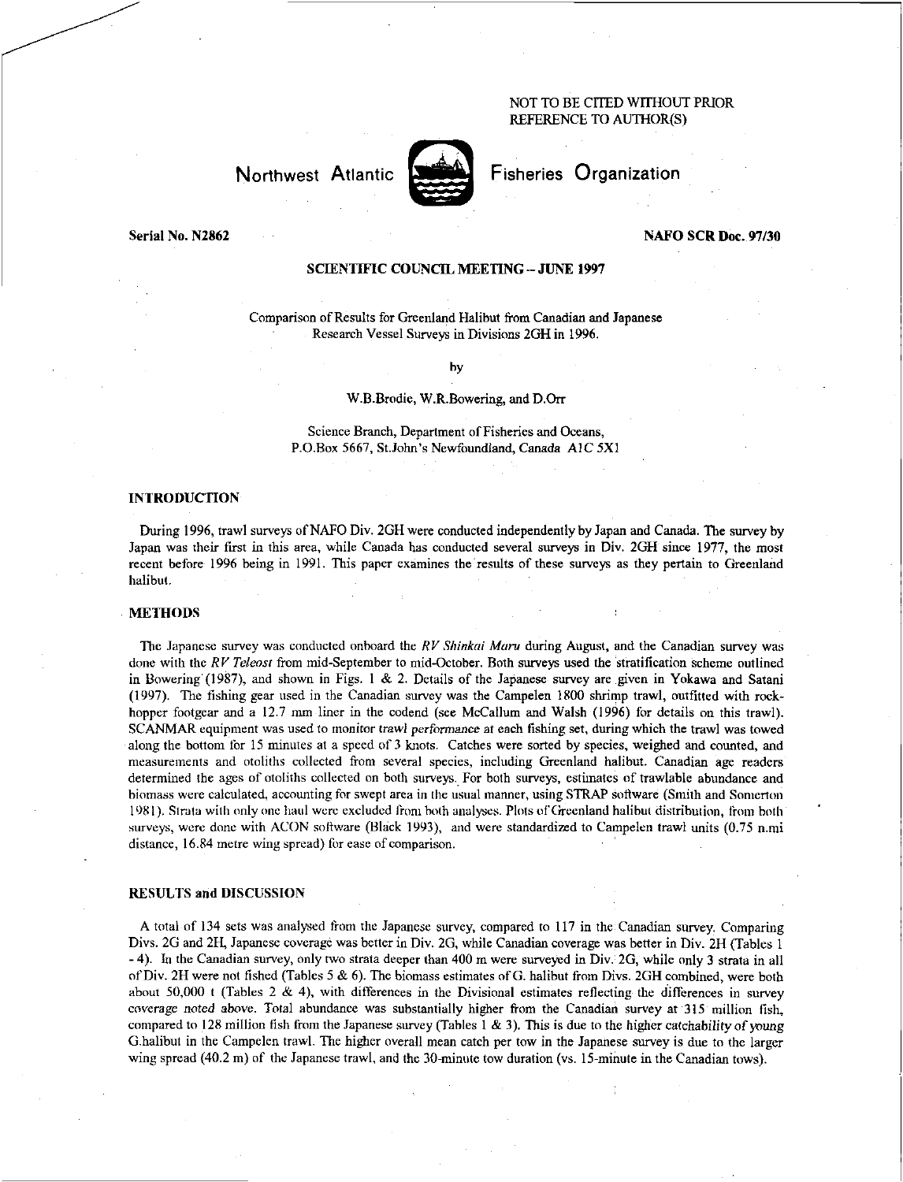NOT TO BE CITED WITHOUT PRIOR REFERENCE TO AUTHOR(S)

Northwest Atlantic Fisheries Organization

**Serial No. N2862** **NAFO SCR Doc. 97/30**

**SCIENTIFIC COUNCIL MEETING – JUNE 1997**

Comparison of Results for Greenland Halibut from Canadian and Japanese Research Vessel Surveys in Divisions 2GH in 1996.

by

W.B.Brodie, W.R.Bowering, and D.Orr

Science Branch, Department of Fisheries and Oceans, P.O.Box 5667, St.John's Newfoundland, Canada A1C 5X1

## INTRODUCTION

During 1996, trawl surveys of NAFO Div. 2GH were conducted independently by Japan and Canada. The survey by Japan was their first in this area, while Canada has conducted several surveys in Div. 2GH since 1977, the most recent before 1996 being in 1991. This paper examines the results of these surveys as they pertain to Greenland halibut.

## METHODS

The Japanese survey was conducted onboard the *RV Shinkai Maru* during August, and the Canadian survey was done with the *RV Teleost* from mid-September to mid-October. Both surveys used the stratification scheme outlined in Bowering (1987), and shown in Figs. 1 & 2. Details of the Japanese survey are given in Yokawa and Satani (1997). The fishing gear used in the Canadian survey was the Campelen 1800 shrimp trawl, outfitted with rock-hopper footgear and a 12.7 mm liner in the codend (see McCallum and Walsh (1996) for details on this trawl). SCANMAR equipment was used to monitor trawl performance at each fishing set, during which the trawl was towed along the bottom for 15 minutes at a speed of 3 knots. Catches were sorted by species, weighed and counted, and measurements and otoliths collected from several species, including Greenland halibut. Canadian age readers determined the ages of otoliths collected on both surveys. For both surveys, estimates of trawlable abundance and biomass were calculated, accounting for swept area in the usual manner, using STRAP software (Smith and Somerton 1981). Strata with only one haul were excluded from both analyses. Plots of Greenland halibut distribution, from both surveys, were done with ACON software (Black 1993), and were standardized to Campelen trawl units (0.75 n.mi distance, 16.84 metre wing spread) for ease of comparison.

## RESULTS and DISCUSSION

A total of 134 sets was analysed from the Japanese survey, compared to 117 in the Canadian survey. Comparing Divs. 2G and 2H, Japanese coverage was better in Div. 2G, while Canadian coverage was better in Div. 2H (Tables 1 - 4). In the Canadian survey, only two strata deeper than 400 m were surveyed in Div. 2G, while only 3 strata in all of Div. 2H were not fished (Tables 5 & 6). The biomass estimates of G. halibut from Divs. 2GH combined, were both about 50,000 t (Tables 2 & 4), with differences in the Divisional estimates reflecting the differences in survey coverage noted above. Total abundance was substantially higher from the Canadian survey at 315 million fish, compared to 128 million fish from the Japanese survey (Tables 1 & 3). This is due to the higher catchability of young G.halibut in the Campelen trawl. The higher overall mean catch per tow in the Japanese survey is due to the larger wing spread (40.2 m) of the Japanese trawl, and the 30-minute tow duration (vs. 15-minute in the Canadian tows).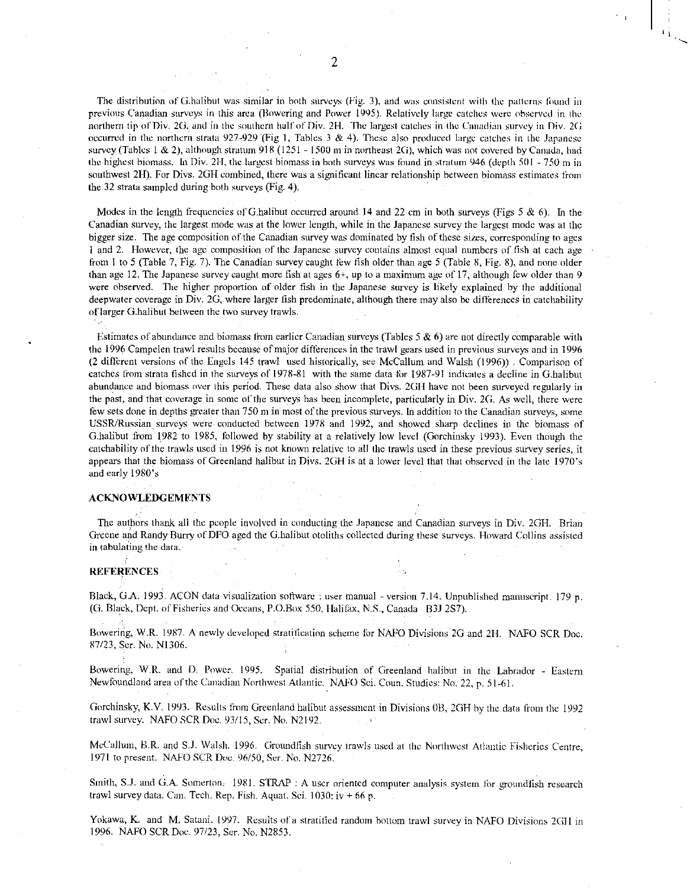The distribution of G.halibut was similar in both surveys (Fig. 3), and was consistent with the patterns found in previous Canadian surveys in this area (Bowering and Power 1995). Relatively large catches were observed in the northern tip of Div. 2G, and in the southern half of Div. 2H. The largest catches in the Canadian survey in Div. 2G occurred in the northern strata 927-929 (Fig 1, Tables 3 & 4). These also produced large catches in the Japanese survey (Tables 1 & 2), although stratum 918 (1251 - 1500 m in northeast 2G), which was not covered by Canada, had the highest biomass. In Div. 2H, the largest biomass in both surveys was found in stratum 946 (depth 501 - 750 m in southwest 2H). For Divs. 2GH combined, there was a significant linear relationship between biomass estimates from the 32 strata sampled during both surveys (Fig. 4).

Modes in the length frequencies of G.halibut occurred around 14 and 22 cm in both surveys (Figs 5 & 6). In the Canadian survey, the largest mode was at the lower length, while in the Japanese survey the largest mode was at the bigger size. The age composition of the Canadian survey was dominated by fish of these sizes, corresponding to ages 1 and 2. However, the age composition of the Japanese survey contains almost equal numbers of fish at each age from 1 to 5 (Table 7, Fig. 7). The Canadian survey caught few fish older than age 5 (Table 8, Fig. 8), and none older than age 12. The Japanese survey caught more fish at ages 6+, up to a maximum age of 17, although few older than 9 were observed. The higher proportion of older fish in the Japanese survey is likely explained by the additional deepwater coverage in Div. 2G, where larger fish predominate, although there may also be differences in catchability of larger G.halibut between the two survey trawls.

Estimates of abundance and biomass from earlier Canadian surveys (Tables 5 & 6) are not directly comparable with the 1996 Campelen trawl results because of major differences in the trawl gears used in previous surveys and in 1996 (2 different versions of the Engels 145 trawl used historically, see McCallum and Walsh (1996)) . Comparison of catches from strata fished in the surveys of 1978-81 with the same data for 1987-91 indicates a decline in G.halibut abundance and biomass over this period. These data also show that Divs. 2GH have not been surveyed regularly in the past, and that coverage in some of the surveys has been incomplete, particularly in Div. 2G. As well, there were few sets done in depths greater than 750 m in most of the previous surveys. In addition to the Canadian surveys, some USSR/Russian surveys were conducted between 1978 and 1992, and showed sharp declines in the biomass of G.halibut from 1982 to 1985, followed by stability at a relatively low level (Gorchinsky 1993). Even though the catchability of the trawls used in 1996 is not known relative to all the trawls used in these previous survey series, it appears that the biomass of Greenland halibut in Divs. 2GH is at a lower level that that observed in the late 1970's and early 1980's

## ACKNOWLEDGEMENTS

The authors thank all the people involved in conducting the Japanese and Canadian surveys in Div. 2GH. Brian Greene and Randy Burry of DFO aged the G.halibut otoliths collected during these surveys. Howard Collins assisted in tabulating the data.

## REFERENCES

Black, G.A. 1993. ACON data visualization software : user manual - version 7.14. Unpublished manuscript. 179 p. (G. Black, Dept. of Fisheries and Oceans, P.O.Box 550, Halifax, N.S., Canada B3J 2S7).

Bowering, W.R. 1987. A newly developed stratification scheme for NAFO Divisions 2G and 2H. NAFO SCR Doc. 87/23, Ser. No. N1306.

Bowering, W.R. and D. Power. 1995. Spatial distribution of Greenland halibut in the Labrador - Eastern Newfoundland area of the Canadian Northwest Atlantic. NAFO Sci. Coun. Studies: No. 22, p. 51-61.

Gorchinsky, K.V. 1993. Results from Greenland halibut assessment in Divisions 0B, 2GH by the data from the 1992 trawl survey. NAFO SCR Doc. 93/15, Ser. No. N2192.

McCallum, B.R. and S.J. Walsh. 1996. Groundfish survey trawls used at the Northwest Atlantic Fisheries Centre, 1971 to present. NAFO SCR Doc. 96/50, Ser. No. N2726.

Smith, S.J. and G.A. Somerton. 1981. STRAP : A user oriented computer analysis system for groundfish research trawl survey data. Can. Tech. Rep. Fish. Aquat. Sci. 1030: iv + 66 p.

Yokawa, K. and M. Satani. 1997. Results of a stratified random bottom trawl survey in NAFO Divisions 2GH in 1996. NAFO SCR Doc. 97/23, Ser. No. N2853.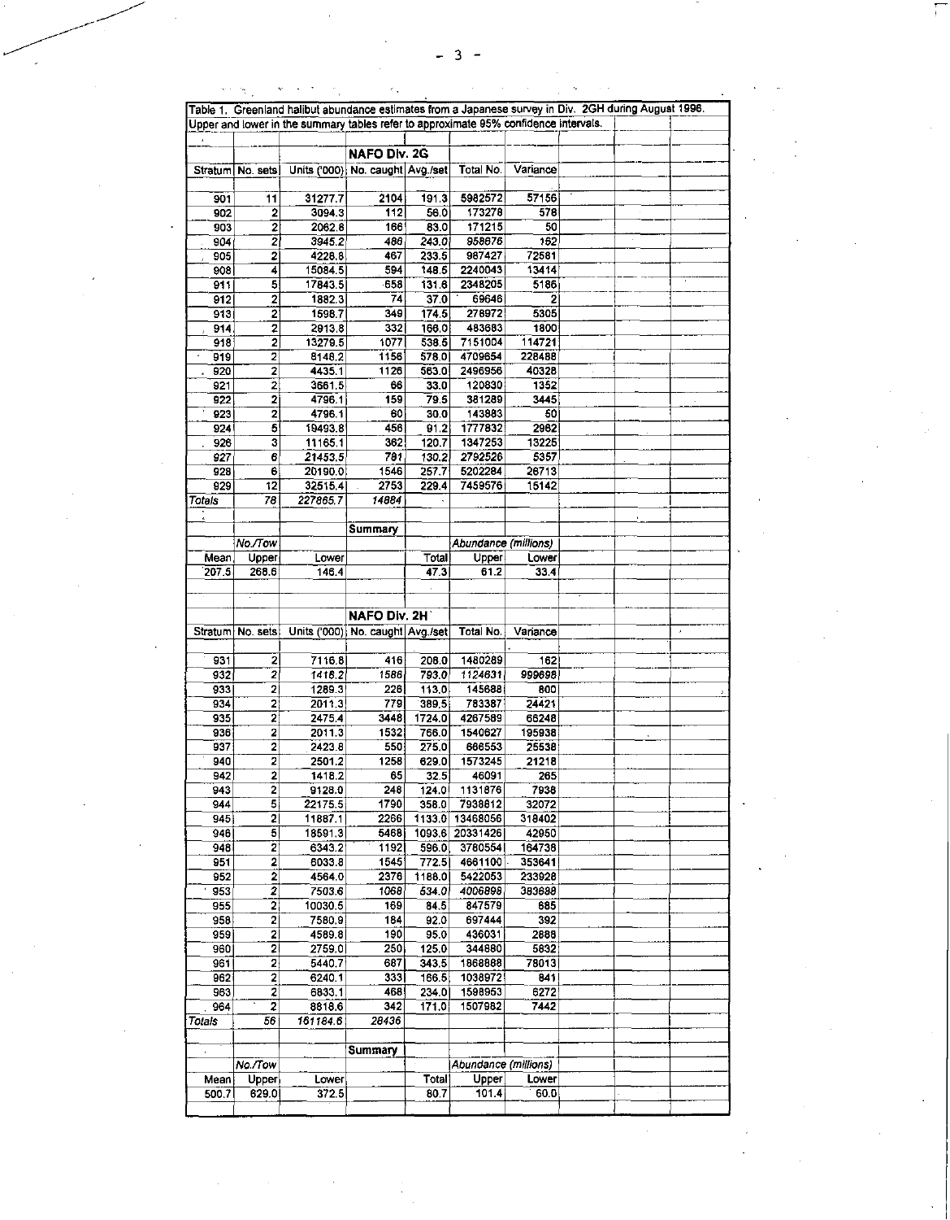Table 1. Greenland halibut abundance estimates from a Japanese survey in Div. 2GH during August 1996. Upper and lower in the summary tables refer to approximate 95% confidence intervals.

**NAFO Div. 2G**

| Stratum | No. sets | Units ('000) | No. caught | Avg./set | Total No. | Variance |
|---|---|---|---|---|---|---|
| 901 | 11 | 31277.7 | 2104 | 191.3 | 5982572 | 57156 |
| 902 | 2 | 3094.3 | 112 | 56.0 | 173278 | 578 |
| 903 | 2 | 2062.8 | 166 | 83.0 | 171215 | 50 |
| 904 | 2 | 3945.2 | 486 | 243.0 | 958676 | 162 |
| 905 | 2 | 4228.8 | 467 | 233.5 | 987427 | 72581 |
| 908 | 4 | 15084.5 | 594 | 148.5 | 2240043 | 13414 |
| 911 | 5 | 17843.5 | 658 | 131.6 | 2348205 | 5186 |
| 912 | 2 | 1882.3 | 74 | 37.0 | 69646 | 2 |
| 913 | 2 | 1598.7 | 349 | 174.5 | 278972 | 5305 |
| 914 | 2 | 2913.8 | 332 | 166.0 | 483683 | 1800 |
| 918 | 2 | 13279.5 | 1077 | 538.5 | 7151004 | 114721 |
| 919 | 2 | 8148.2 | 1156 | 578.0 | 4709654 | 228488 |
| 920 | 2 | 4435.1 | 1126 | 563.0 | 2496956 | 40328 |
| 921 | 2 | 3661.5 | 66 | 33.0 | 120830 | 1352 |
| 922 | 2 | 4796.1 | 159 | 79.5 | 381289 | 3445 |
| 923 | 2 | 4796.1 | 60 | 30.0 | 143883 | 50 |
| 924 | 5 | 19493.8 | 456 | 91.2 | 1777832 | 2982 |
| 926 | 3 | 11165.1 | 362 | 120.7 | 1347253 | 13225 |
| 927 | 6 | 21453.5 | 781 | 130.2 | 2792526 | 5357 |
| 928 | 6 | 20190.0 | 1546 | 257.7 | 5202284 | 26713 |
| 929 | 12 | 32515.4 | 2753 | 229.4 | 7459576 | 15142 |
| *Totals* | *78* | *227865.7* | *14884* | | | |

**Summary**

| No./Tow | | | | Abundance (millions) | | |
|---|---|---|---|---|---|---|
| Mean | Upper | Lower | | Total | Upper | Lower |
| 207.5 | 268.6 | 146.4 | | 47.3 | 61.2 | 33.4 |

**NAFO Div. 2H**

| Stratum | No. sets | Units ('000) | No. caught | Avg./set | Total No. | Variance |
|---|---|---|---|---|---|---|
| 931 | 2 | 7116.8 | 416 | 208.0 | 1480289 | 162 |
| 932 | 2 | 1418.2 | 1586 | 793.0 | 1124631 | 999698 |
| 933 | 2 | 1289.3 | 226 | 113.0 | 145688 | 800 |
| 934 | 2 | 2011.3 | 779 | 389.5 | 783387 | 24421 |
| 935 | 2 | 2475.4 | 3448 | 1724.0 | 4267589 | 66248 |
| 936 | 2 | 2011.3 | 1532 | 766.0 | 1540627 | 195938 |
| 937 | 2 | 2423.8 | 550 | 275.0 | 666553 | 25538 |
| 940 | 2 | 2501.2 | 1258 | 629.0 | 1573245 | 21218 |
| 942 | 2 | 1418.2 | 65 | 32.5 | 46091 | 265 |
| 943 | 2 | 9128.0 | 248 | 124.0 | 1131876 | 7938 |
| 944 | 5 | 22175.5 | 1790 | 358.0 | 7938812 | 32072 |
| 945 | 2 | 11887.1 | 2266 | 1133.0 | 13468056 | 318402 |
| 946 | 5 | 18591.3 | 5468 | 1093.6 | 20331426 | 42950 |
| 948 | 2 | 6343.2 | 1192 | 596.0 | 3780554 | 164738 |
| 951 | 2 | 6033.8 | 1545 | 772.5 | 4661100 | 353641 |
| 952 | 2 | 4564.0 | 2376 | 1188.0 | 5422053 | 233928 |
| 953 | 2 | 7503.6 | 1068 | 534.0 | 4006898 | 383688 |
| 955 | 2 | 10030.5 | 169 | 84.5 | 847579 | 685 |
| 958 | 2 | 7580.9 | 184 | 92.0 | 697444 | 392 |
| 959 | 2 | 4589.8 | 190 | 95.0 | 436031 | 2888 |
| 960 | 2 | 2759.0 | 250 | 125.0 | 344880 | 5832 |
| 961 | 2 | 5440.7 | 687 | 343.5 | 1868888 | 78013 |
| 962 | 2 | 6240.1 | 333 | 166.5 | 1038972 | 841 |
| 963 | 2 | 6833.1 | 468 | 234.0 | 1598953 | 6272 |
| 964 | 2 | 8818.6 | 342 | 171.0 | 1507982 | 7442 |
| *Totals* | *56* | *161184.6* | *28436* | | | |

**Summary**

| No./Tow | | | | Abundance (millions) | | |
|---|---|---|---|---|---|---|
| Mean | Upper | Lower | | Total | Upper | Lower |
| 500.7 | 629.0 | 372.5 | | 80.7 | 101.4 | 60.0 |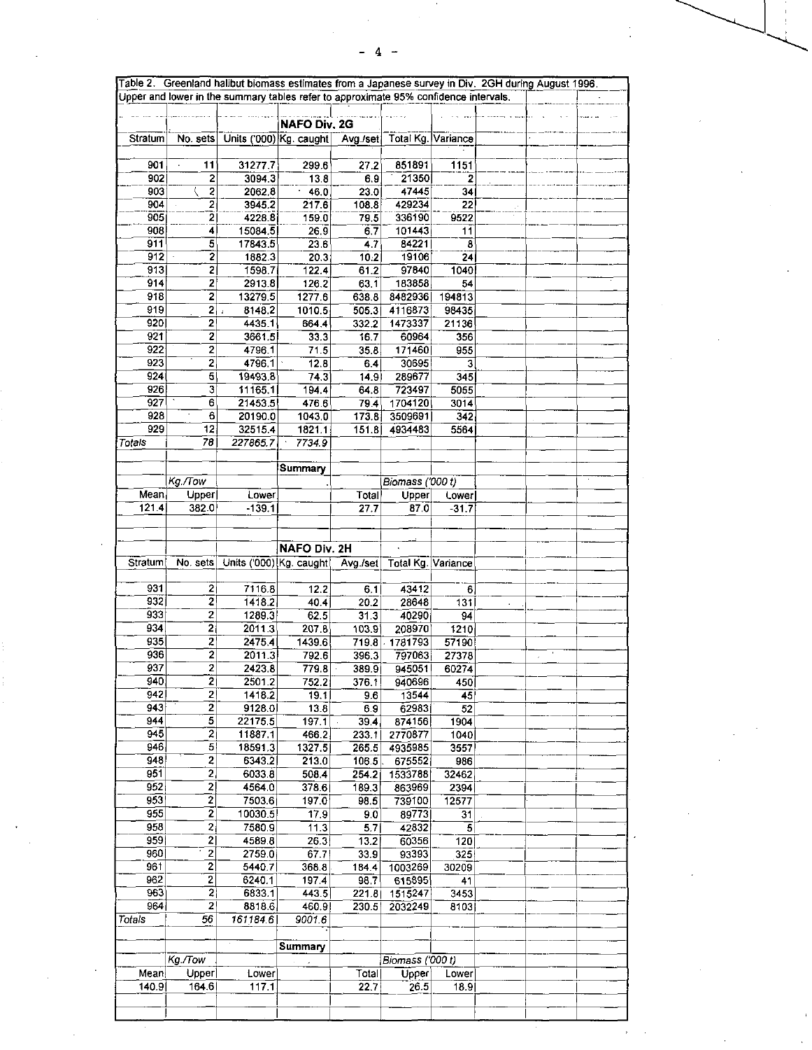Table 2. Greenland halibut biomass estimates from a Japanese survey in Div. 2GH during August 1996. Upper and lower in the summary tables refer to approximate 95% confidence intervals.

**NAFO Div. 2G**

| Stratum | No. sets | Units ('000) | Kg. caught | Avg./set | Total Kg. | Variance |
|---|---|---|---|---|---|---|
| 901 | 11 | 31277.7 | 299.6 | 27.2 | 851891 | 1151 |
| 902 | 2 | 3094.3 | 13.8 | 6.9 | 21350 | 2 |
| 903 | 2 | 2062.8 | 46.0 | 23.0 | 47445 | 34 |
| 904 | 2 | 3945.2 | 217.6 | 108.8 | 429234 | 22 |
| 905 | 2 | 4228.8 | 159.0 | 79.5 | 336190 | 9522 |
| 908 | 4 | 15084.5 | 26.9 | 6.7 | 101443 | 11 |
| 911 | 5 | 17843.5 | 23.6 | 4.7 | 84221 | 8 |
| 912 | 2 | 1882.3 | 20.3 | 10.2 | 19106 | 24 |
| 913 | 2 | 1598.7 | 122.4 | 61.2 | 97840 | 1040 |
| 914 | 2 | 2913.8 | 126.2 | 63.1 | 183858 | 54 |
| 918 | 2 | 13279.5 | 1277.6 | 638.8 | 8482936 | 194813 |
| 919 | 2 | 8148.2 | 1010.5 | 505.3 | 4116873 | 98435 |
| 920 | 2 | 4435.1 | 664.4 | 332.2 | 1473337 | 21136 |
| 921 | 2 | 3661.5 | 33.3 | 16.7 | 60964 | 356 |
| 922 | 2 | 4796.1 | 71.5 | 35.8 | 171460 | 955 |
| 923 | 2 | 4796.1 | 12.8 | 6.4 | 30695 | 3 |
| 924 | 5 | 19493.8 | 74.3 | 14.9 | 289677 | 345 |
| 926 | 3 | 11165.1 | 194.4 | 64.8 | 723497 | 5055 |
| 927 | 6 | 21453.5 | 476.6 | 79.4 | 1704120 | 3014 |
| 928 | 6 | 20190.0 | 1043.0 | 173.8 | 3509691 | 342 |
| 929 | 12 | 32515.4 | 1821.1 | 151.8 | 4934483 | 5564 |
| *Totals* | *78* | *227865.7* | *7734.9* | | | |

**Summary**

| | *Kg./Tow* | | | *Biomass ('000 t)* | |
|---|---|---|---|---|---|
| Mean | Upper | Lower | Total | Upper | Lower |
| 121.4 | 382.0 | -139.1 | 27.7 | 87.0 | -31.7 |

**NAFO Div. 2H**

| Stratum | No. sets | Units ('000) | Kg. caught | Avg./set | Total Kg. | Variance |
|---|---|---|---|---|---|---|
| 931 | 2 | 7116.8 | 12.2 | 6.1 | 43412 | 6 |
| 932 | 2 | 1418.2 | 40.4 | 20.2 | 28648 | 131 |
| 933 | 2 | 1289.3 | 62.5 | 31.3 | 40290 | 94 |
| 934 | 2 | 2011.3 | 207.8 | 103.9 | 208970 | 1210 |
| 935 | 2 | 2475.4 | 1439.6 | 719.8 | 1781793 | 57190 |
| 936 | 2 | 2011.3 | 792.6 | 396.3 | 797063 | 27378 |
| 937 | 2 | 2423.8 | 779.8 | 389.9 | 945051 | 60274 |
| 940 | 2 | 2501.2 | 752.2 | 376.1 | 940696 | 450 |
| 942 | 2 | 1418.2 | 19.1 | 9.6 | 13544 | 45 |
| 943 | 2 | 9128.0 | 13.8 | 6.9 | 62983 | 52 |
| 944 | 5 | 22175.5 | 197.1 | 39.4 | 874156 | 1904 |
| 945 | 2 | 11887.1 | 466.2 | 233.1 | 2770877 | 1040 |
| 946 | 5 | 18591.3 | 1327.5 | 265.5 | 4935985 | 3557 |
| 948 | 2 | 6343.2 | 213.0 | 106.5 | 675552 | 986 |
| 951 | 2 | 6033.8 | 508.4 | 254.2 | 1533788 | 32462 |
| 952 | 2 | 4564.0 | 378.6 | 189.3 | 863969 | 2394 |
| 953 | 2 | 7503.6 | 197.0 | 98.5 | 739100 | 12577 |
| 955 | 2 | 10030.5 | 17.9 | 9.0 | 89773 | 31 |
| 958 | 2 | 7580.9 | 11.3 | 5.7 | 42832 | 5 |
| 959 | 2 | 4589.8 | 26.3 | 13.2 | 60356 | 120 |
| 960 | 2 | 2759.0 | 67.7 | 33.9 | 93393 | 325 |
| 961 | 2 | 5440.7 | 368.8 | 184.4 | 1003269 | 30209 |
| 962 | 2 | 6240.1 | 197.4 | 98.7 | 615895 | 41 |
| 963 | 2 | 6833.1 | 443.5 | 221.8 | 1515247 | 3453 |
| 964 | 2 | 8818.6 | 460.9 | 230.5 | 2032249 | 8103 |
| *Totals* | *56* | *161184.6* | *9001.6* | | | |

**Summary**

| | *Kg./Tow* | | | *Biomass ('000 t)* | |
|---|---|---|---|---|---|
| Mean | Upper | Lower | Total | Upper | Lower |
| 140.9 | 164.6 | 117.1 | 22.7 | 26.5 | 18.9 |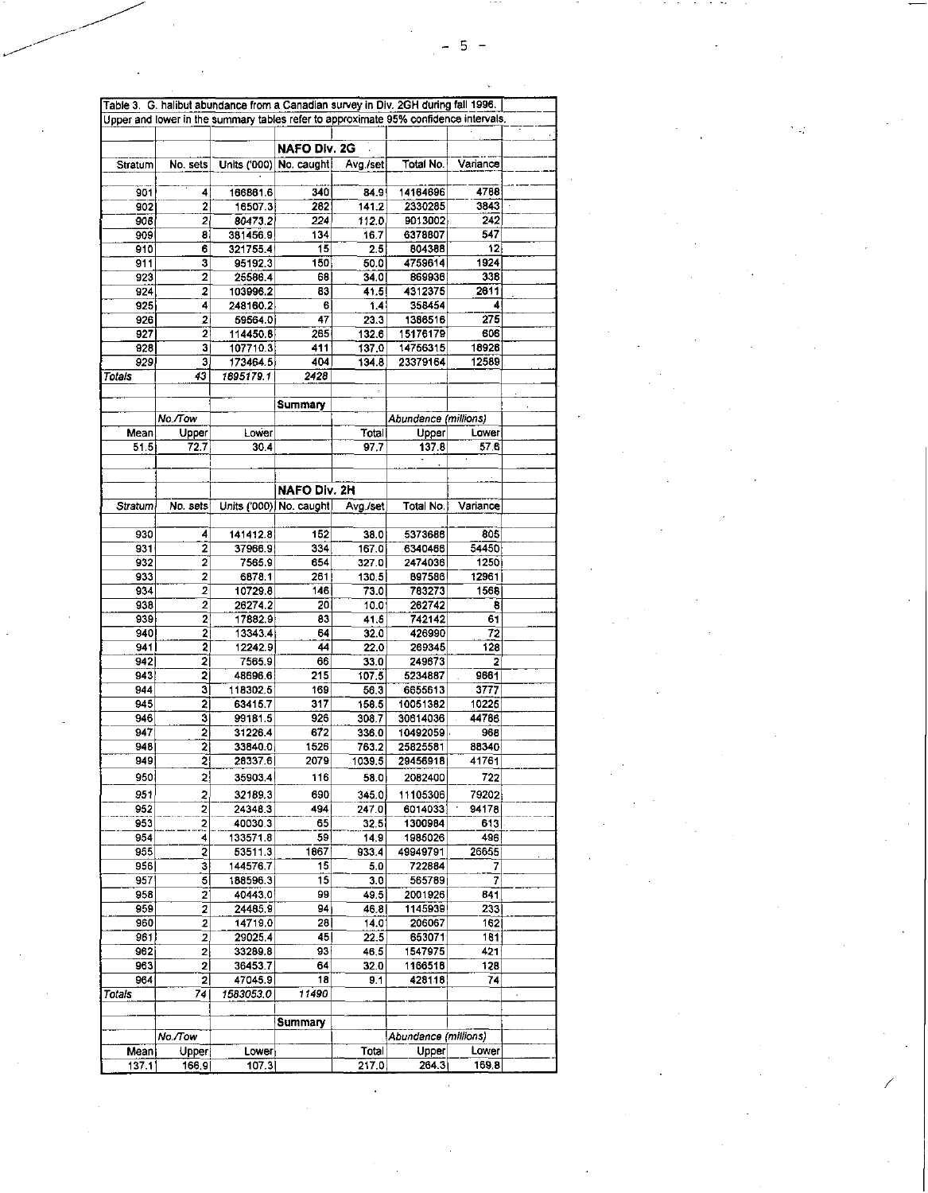Table 3. G. halibut abundance from a Canadian survey in Div. 2GH during fall 1996.
Upper and lower in the summary tables refer to approximate 95% confidence intervals.

**NAFO Div. 2G**

| Stratum | No. sets | Units ('000) | No. caught | Avg./set | Total No. | Variance |
|---|---|---|---|---|---|---|
| 901 | 4 | 166861.6 | 340 | 84.9 | 14164696 | 4788 |
| 902 | 2 | 16507.3 | 282 | 141.2 | 2330285 | 3843 |
| 908 | 2 | 80473.2 | 224 | 112.0 | 9013002 | 242 |
| 909 | 8 | 381456.9 | 134 | 16.7 | 6378807 | 547 |
| 910 | 6 | 321755.4 | 15 | 2.5 | 804388 | 12 |
| 911 | 3 | 95192.3 | 150 | 50.0 | 4759614 | 1924 |
| 923 | 2 | 25586.4 | 68 | 34.0 | 869936 | 338 |
| 924 | 2 | 103996.2 | 83 | 41.5 | 4312375 | 2611 |
| 925 | 4 | 248160.2 | 6 | 1.4 | 358454 | 4 |
| 926 | 2 | 59564.0 | 47 | 23.3 | 1386516 | 275 |
| 927 | 2 | 114450.8 | 265 | 132.6 | 15176179 | 606 |
| 928 | 3 | 107710.3 | 411 | 137.0 | 14756315 | 18928 |
| 929 | 3 | 173464.5 | 404 | 134.8 | 23379164 | 12589 |
| *Totals* | *43* | *1895179.1* | *2428* | | | |

**Summary**

| | No./Tow | | | | Abundance (millions) | |
|---|---|---|---|---|---|---|
| Mean | Upper | Lower | | Total | Upper | Lower |
| 51.5 | 72.7 | 30.4 | | 97.7 | 137.8 | 57.6 |

**NAFO Div. 2H**

| Stratum | No. sets | Units ('000) | No. caught | Avg./set | Total No. | Variance |
|---|---|---|---|---|---|---|
| 930 | 4 | 141412.8 | 152 | 38.0 | 5373686 | 805 |
| 931 | 2 | 37966.9 | 334 | 167.0 | 6340466 | 54450 |
| 932 | 2 | 7565.9 | 654 | 327.0 | 2474036 | 1250 |
| 933 | 2 | 6878.1 | 261 | 130.5 | 897586 | 12961 |
| 934 | 2 | 10729.8 | 146 | 73.0 | 783273 | 1568 |
| 938 | 2 | 26274.2 | 20 | 10.0 | 262742 | 8 |
| 939 | 2 | 17882.9 | 83 | 41.5 | 742142 | 61 |
| 940 | 2 | 13343.4 | 64 | 32.0 | 426990 | 72 |
| 941 | 2 | 12242.9 | 44 | 22.0 | 269345 | 128 |
| 942 | 2 | 7565.9 | 66 | 33.0 | 249673 | 2 |
| 943 | 2 | 48696.6 | 215 | 107.5 | 5234887 | 9661 |
| 944 | 3 | 118302.5 | 169 | 56.3 | 6655613 | 3777 |
| 945 | 2 | 63415.7 | 317 | 158.5 | 10051382 | 10225 |
| 946 | 3 | 99181.5 | 926 | 308.7 | 30614036 | 44786 |
| 947 | 2 | 31226.4 | 672 | 336.0 | 10492059 | 968 |
| 948 | 2 | 33840.0 | 1526 | 763.2 | 25825581 | 88340 |
| 949 | 2 | 28337.6 | 2079 | 1039.5 | 29456918 | 41761 |
| 950 | 2 | 35903.4 | 116 | 58.0 | 2082400 | 722 |
| 951 | 2 | 32189.3 | 690 | 345.0 | 11105306 | 79202 |
| 952 | 2 | 24348.3 | 494 | 247.0 | 6014033 | 94178 |
| 953 | 2 | 40030.3 | 65 | 32.5 | 1300984 | 613 |
| 954 | 4 | 133571.8 | 59 | 14.9 | 1985026 | 496 |
| 955 | 2 | 53511.3 | 1667 | 933.4 | 49949791 | 26655 |
| 956 | 3 | 144576.7 | 15 | 5.0 | 722884 | 7 |
| 957 | 5 | 188596.3 | 15 | 3.0 | 565789 | 7 |
| 958 | 2 | 40443.0 | 99 | 49.5 | 2001926 | 841 |
| 959 | 2 | 24485.9 | 94 | 46.8 | 1145939 | 233 |
| 960 | 2 | 14719.0 | 28 | 14.0 | 206067 | 162 |
| 961 | 2 | 29025.4 | 45 | 22.5 | 653071 | 181 |
| 962 | 2 | 33289.8 | 93 | 46.5 | 1547975 | 421 |
| 963 | 2 | 36453.7 | 64 | 32.0 | 1166518 | 128 |
| 964 | 2 | 47045.9 | 18 | 9.1 | 428118 | 74 |
| *Totals* | *74* | *1583053.0* | *11490* | | | |

**Summary**

| | No./Tow | | | | Abundance (millions) | |
|---|---|---|---|---|---|---|
| Mean | Upper | Lower | | Total | Upper | Lower |
| 137.1 | 166.9 | 107.3 | | 217.0 | 264.3 | 169.8 |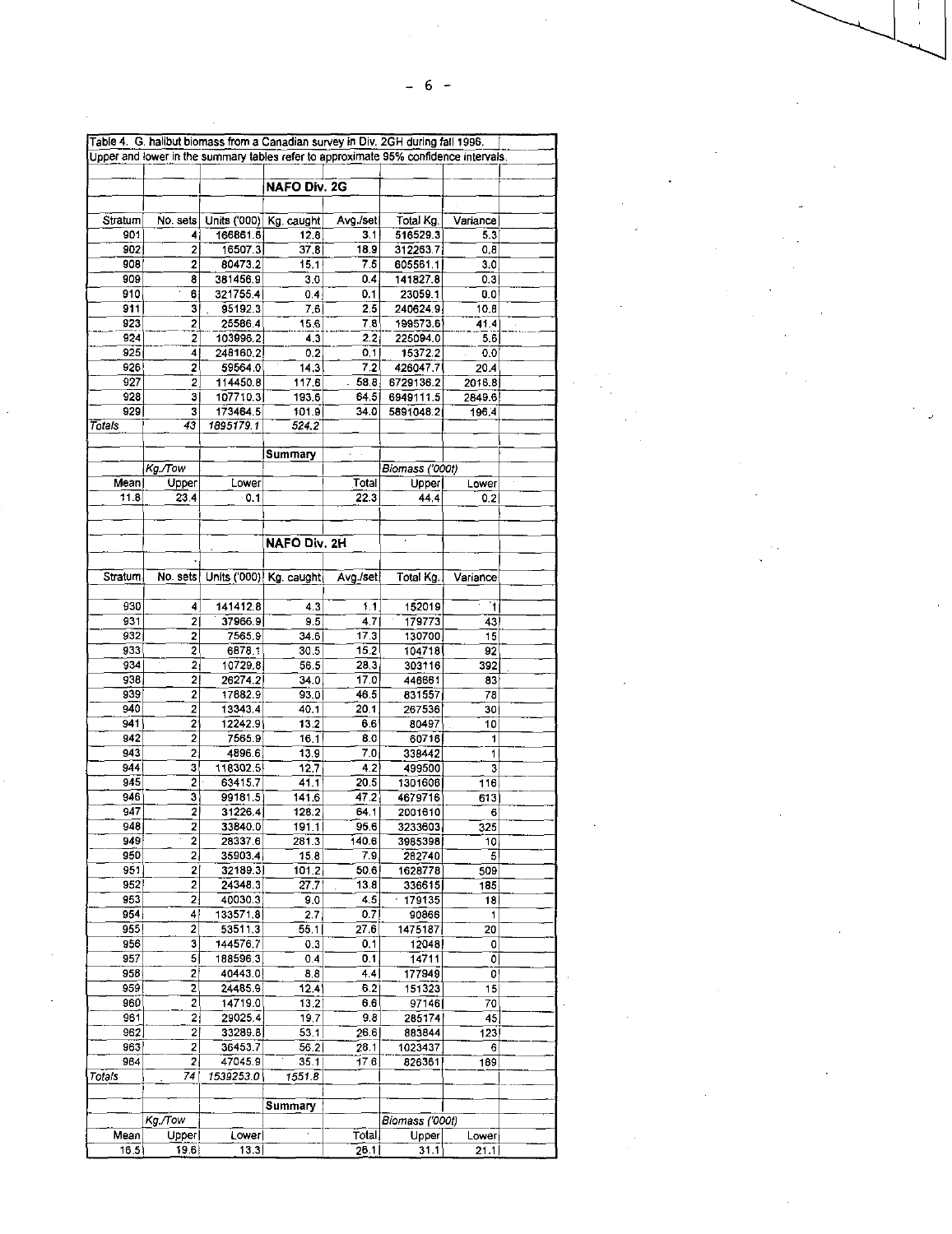Table 4. G. halibut biomass from a Canadian survey in Div. 2GH during fall 1996.
Upper and lower in the summary tables refer to approximate 95% confidence intervals.

**NAFO Div. 2G**

| Stratum | No. sets | Units ('000) | Kg. caught | Avg./set | Total Kg. | Variance |
|---|---|---|---|---|---|---|
| 901 | 4 | 166861.6 | 12.6 | 3.1 | 516529.3 | 5.3 |
| 902 | 2 | 16507.3 | 37.8 | 18.9 | 312263.7 | 0.8 |
| 908 | 2 | 80473.2 | 15.1 | 7.5 | 605561.1 | 3.0 |
| 909 | 8 | 381456.9 | 3.0 | 0.4 | 141827.8 | 0.3 |
| 910 | 6 | 321755.4 | 0.4 | 0.1 | 23059.1 | 0.0 |
| 911 | 3 | 95192.3 | 7.6 | 2.5 | 240624.9 | 10.8 |
| 923 | 2 | 25586.4 | 15.6 | 7.8 | 199573.6 | 41.4 |
| 924 | 2 | 103896.2 | 4.3 | 2.2 | 225094.0 | 5.6 |
| 925 | 4 | 248160.2 | 0.2 | 0.1 | 15372.2 | 0.0 |
| 926 | 2 | 59564.0 | 14.3 | 7.2 | 426047.7 | 20.4 |
| 927 | 2 | 114450.8 | 117.6 | 58.8 | 6729136.2 | 2016.8 |
| 928 | 3 | 107710.3 | 193.6 | 64.5 | 6949111.5 | 2849.6 |
| 929 | 3 | 173464.5 | 101.9 | 34.0 | 5891048.2 | 196.4 |
| *Totals* | *43* | *1895179.1* | *524.2* | | | |

**Summary**

| | *Kg./Tow* | | | | *Biomass ('000t)* | |
|---|---|---|---|---|---|---|
| Mean | Upper | Lower | | Total | Upper | Lower |
| 11.8 | 23.4 | 0.1 | | 22.3 | 44.4 | 0.2 |

**NAFO Div. 2H**

| Stratum | No. sets | Units ('000) | Kg. caught | Avg./set | Total Kg. | Variance |
|---|---|---|---|---|---|---|
| 930 | 4 | 141412.8 | 4.3 | 1.1 | 152019 | 1 |
| 931 | 2 | 37966.9 | 9.5 | 4.7 | 179773 | 43 |
| 932 | 2 | 7565.9 | 34.6 | 17.3 | 130700 | 15 |
| 933 | 2 | 6878.1 | 30.5 | 15.2 | 104718 | 92 |
| 934 | 2 | 10729.8 | 56.5 | 28.3 | 303116 | 392 |
| 938 | 2 | 26274.2 | 34.0 | 17.0 | 446661 | 83 |
| 939 | 2 | 17882.9 | 93.0 | 46.5 | 831557 | 78 |
| 940 | 2 | 13343.4 | 40.1 | 20.1 | 267536 | 30 |
| 941 | 2 | 12242.9 | 13.2 | 6.6 | 80497 | 10 |
| 942 | 2 | 7565.9 | 16.1 | 8.0 | 60716 | 1 |
| 943 | 2 | 4896.6 | 13.9 | 7.0 | 338442 | 1 |
| 944 | 3 | 118302.5 | 12.7 | 4.2 | 499500 | 3 |
| 945 | 2 | 63415.7 | 41.1 | 20.5 | 1301606 | 116 |
| 946 | 3 | 99181.5 | 141.6 | 47.2 | 4679716 | 613 |
| 947 | 2 | 31226.4 | 128.2 | 64.1 | 2001610 | 6 |
| 948 | 2 | 33840.0 | 191.1 | 95.6 | 3233603 | 325 |
| 949 | 2 | 28337.6 | 281.3 | 140.6 | 3985398 | 10 |
| 950 | 2 | 35903.4 | 15.8 | 7.9 | 282740 | 5 |
| 951 | 2 | 32189.3 | 101.2 | 50.6 | 1628778 | 509 |
| 952 | 2 | 24348.3 | 27.7 | 13.8 | 336615 | 185 |
| 953 | 2 | 40030.3 | 9.0 | 4.5 | 179135 | 18 |
| 954 | 4 | 133571.8 | 2.7 | 0.7 | 90866 | 1 |
| 955 | 2 | 53511.3 | 55.1 | 27.6 | 1475187 | 20 |
| 956 | 3 | 144576.7 | 0.3 | 0.1 | 12048 | 0 |
| 957 | 5 | 188596.3 | 0.4 | 0.1 | 14711 | 0 |
| 958 | 2 | 40443.0 | 8.8 | 4.4 | 177949 | 0 |
| 959 | 2 | 24485.9 | 12.4 | 6.2 | 151323 | 15 |
| 960 | 2 | 14719.0 | 13.2 | 6.6 | 97146 | 70 |
| 961 | 2 | 29025.4 | 19.7 | 9.8 | 285174 | 45 |
| 962 | 2 | 33289.8 | 53.1 | 26.6 | 883844 | 123 |
| 963 | 2 | 36453.7 | 56.2 | 28.1 | 1023437 | 6 |
| 964 | 2 | 47045.9 | 35.1 | 17.6 | 826361 | 189 |
| *Totals* | *74* | *1539253.0* | *1551.8* | | | |

**Summary**

| | *Kg./Tow* | | | | *Biomass ('000t)* | |
|---|---|---|---|---|---|---|
| Mean | Upper | Lower | | Total | Upper | Lower |
| 16.5 | 19.6 | 13.3 | | 26.1 | 31.1 | 21.1 |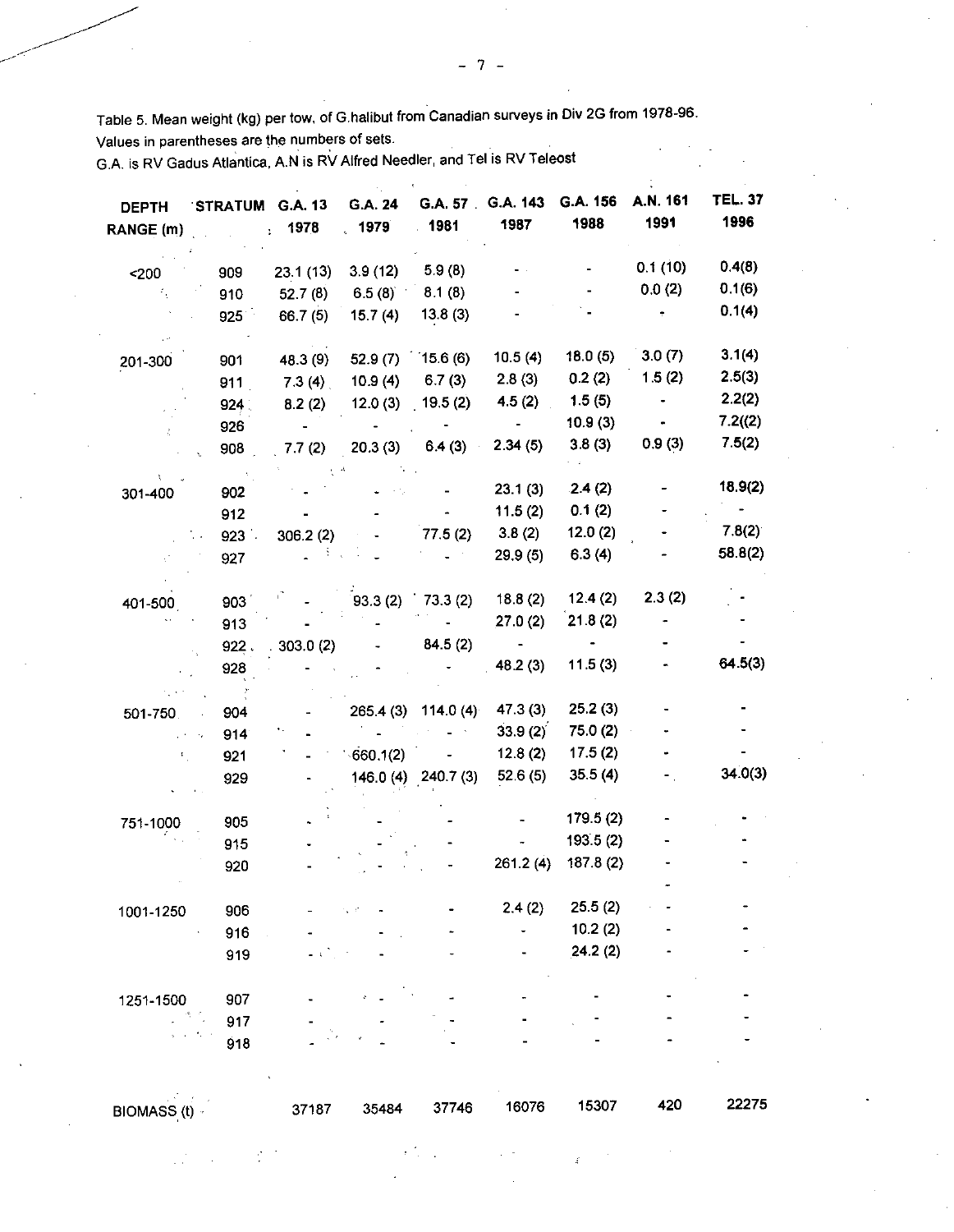Table 5. Mean weight (kg) per tow, of G.halibut from Canadian surveys in Div 2G from 1978-96. Values in parentheses are the numbers of sets.
G.A. is RV Gadus Atlantica, A.N is RV Alfred Needler, and Tel is RV Teleost

| DEPTH RANGE (m) | STRATUM | G.A. 13 1978 | G.A. 24 1979 | G.A. 57 1981 | G.A. 143 1987 | G.A. 156 1988 | A.N. 161 1991 | TEL. 37 1996 |
|---|---|---|---|---|---|---|---|---|
| <200 | 909 | 23.1 (13) | 3.9 (12) | 5.9 (8) | - | - | 0.1 (10) | 0.4(8) |
| | 910 | 52.7 (8) | 6.5 (8) | 8.1 (8) | - | - | 0.0 (2) | 0.1(6) |
| | 925 | 66.7 (5) | 15.7 (4) | 13.8 (3) | - | - | - | 0.1(4) |
| 201-300 | 901 | 48.3 (9) | 52.9 (7) | 15.6 (6) | 10.5 (4) | 18.0 (5) | 3.0 (7) | 3.1(4) |
| | 911 | 7.3 (4) | 10.9 (4) | 6.7 (3) | 2.8 (3) | 0.2 (2) | 1.5 (2) | 2.5(3) |
| | 924 | 8.2 (2) | 12.0 (3) | 19.5 (2) | 4.5 (2) | 1.5 (5) | - | 2.2(2) |
| | 926 | - | - | - | - | 10.9 (3) | - | 7.2((2) |
| | 908 | 7.7 (2) | 20.3 (3) | 6.4 (3) | 2.34 (5) | 3.8 (3) | 0.9 (3) | 7.5(2) |
| 301-400 | 902 | - | - | - | 23.1 (3) | 2.4 (2) | - | 18.9(2) |
| | 912 | - | - | - | 11.5 (2) | 0.1 (2) | - | - |
| | 923 | 306.2 (2) | - | 77.5 (2) | 3.8 (2) | 12.0 (2) | - | 7.8(2) |
| | 927 | - | - | - | 29.9 (5) | 6.3 (4) | - | 58.8(2) |
| 401-500 | 903 | - | 93.3 (2) | 73.3 (2) | 18.8 (2) | 12.4 (2) | 2.3 (2) | - |
| | 913 | - | - | - | 27.0 (2) | 21.8 (2) | - | - |
| | 922 | 303.0 (2) | - | 84.5 (2) | - | - | - | - |
| | 928 | - | - | - | 48.2 (3) | 11.5 (3) | - | 64.5(3) |
| 501-750 | 904 | - | 265.4 (3) | 114.0 (4) | 47.3 (3) | 25.2 (3) | - | - |
| | 914 | - | - | - | 33.9 (2) | 75.0 (2) | - | - |
| | 921 | - | 660.1(2) | - | 12.8 (2) | 17.5 (2) | - | - |
| | 929 | - | 146.0 (4) | 240.7 (3) | 52.6 (5) | 35.5 (4) | - | 34.0(3) |
| 751-1000 | 905 | - | - | - | - | 179.5 (2) | - | - |
| | 915 | - | - | - | - | 193.5 (2) | - | - |
| | 920 | - | - | - | 261.2 (4) | 187.8 (2) | - | - |
| 1001-1250 | 906 | - | - | - | 2.4 (2) | 25.5 (2) | - | - |
| | 916 | - | - | - | - | 10.2 (2) | - | - |
| | 919 | - | - | - | - | 24.2 (2) | - | - |
| 1251-1500 | 907 | - | - | - | - | - | - | - |
| | 917 | - | - | - | - | - | - | - |
| | 918 | - | - | - | - | - | - | - |
| BIOMASS (t) | | 37187 | 35484 | 37746 | 16076 | 15307 | 420 | 22275 |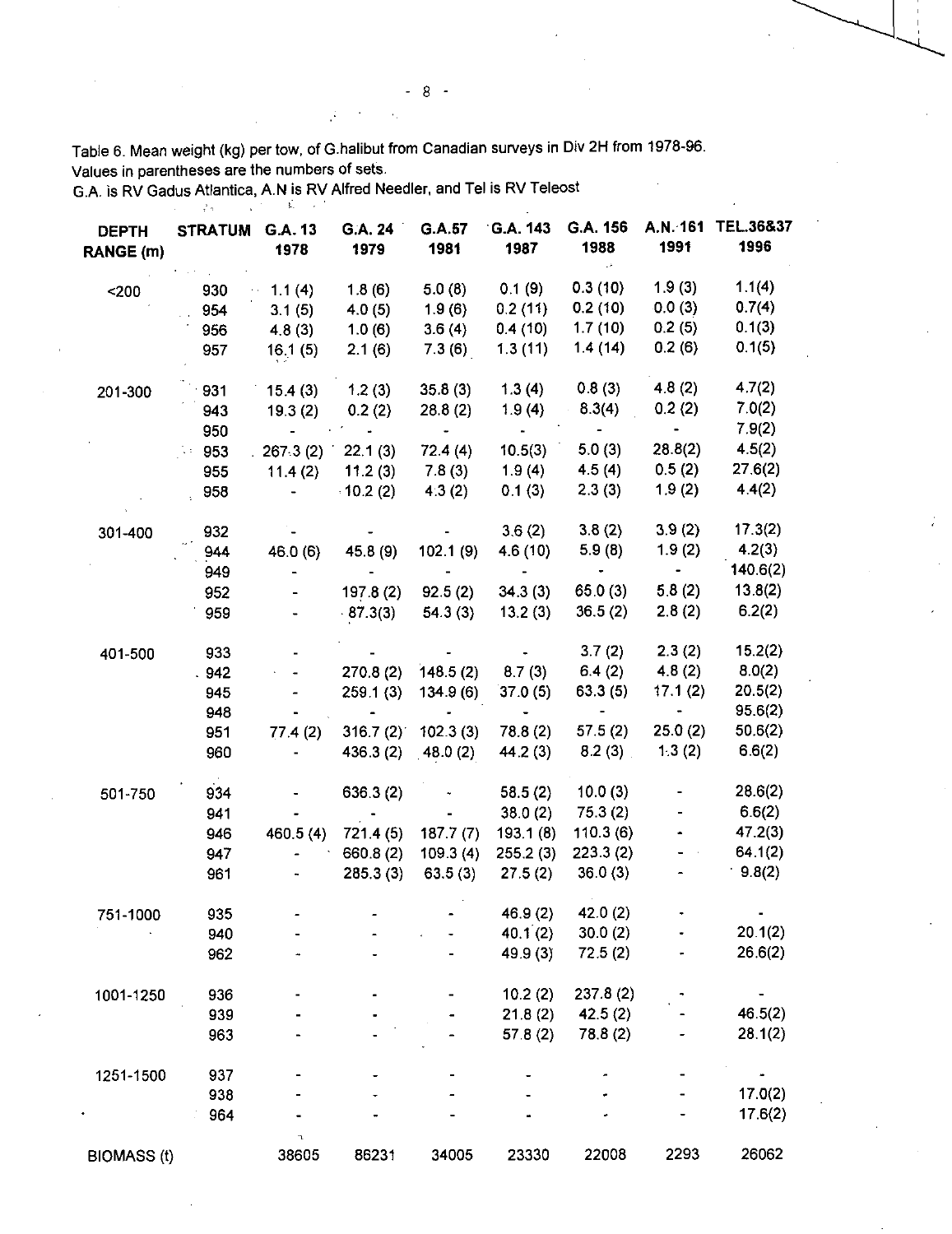Table 6. Mean weight (kg) per tow, of G.halibut from Canadian surveys in Div 2H from 1978-96.
Values in parentheses are the numbers of sets.
G.A. is RV Gadus Atlantica, A.N is RV Alfred Needler, and Tel is RV Teleost

| DEPTH RANGE (m) | STRATUM | G.A. 13 1978 | G.A. 24 1979 | G.A.57 1981 | G.A. 143 1987 | G.A. 156 1988 | A.N. 161 1991 | TEL.36&37 1996 |
|---|---|---|---|---|---|---|---|---|
| <200 | 930 | 1.1 (4) | 1.8 (6) | 5.0 (8) | 0.1 (9) | 0.3 (10) | 1.9 (3) | 1.1(4) |
| | 954 | 3.1 (5) | 4.0 (5) | 1.9 (6) | 0.2 (11) | 0.2 (10) | 0.0 (3) | 0.7(4) |
| | 956 | 4.8 (3) | 1.0 (6) | 3.6 (4) | 0.4 (10) | 1.7 (10) | 0.2 (5) | 0.1(3) |
| | 957 | 16.1 (5) | 2.1 (6) | 7.3 (6) | 1.3 (11) | 1.4 (14) | 0.2 (6) | 0.1(5) |
| 201-300 | 931 | 15.4 (3) | 1.2 (3) | 35.8 (3) | 1.3 (4) | 0.8 (3) | 4.8 (2) | 4.7(2) |
| | 943 | 19.3 (2) | 0.2 (2) | 28.8 (2) | 1.9 (4) | 8.3(4) | 0.2 (2) | 7.0(2) |
| | 950 | - | - | - | - | - | - | 7.9(2) |
| | 953 | 267.3 (2) | 22.1 (3) | 72.4 (4) | 10.5(3) | 5.0 (3) | 28.8(2) | 4.5(2) |
| | 955 | 11.4 (2) | 11.2 (3) | 7.8 (3) | 1.9 (4) | 4.5 (4) | 0.5 (2) | 27.6(2) |
| | 958 | - | 10.2 (2) | 4.3 (2) | 0.1 (3) | 2.3 (3) | 1.9 (2) | 4.4(2) |
| 301-400 | 932 | - | - | - | 3.6 (2) | 3.8 (2) | 3.9 (2) | 17.3(2) |
| | 944 | 46.0 (6) | 45.8 (9) | 102.1 (9) | 4.6 (10) | 5.9 (8) | 1.9 (2) | 4.2(3) |
| | 949 | - | - | - | - | - | - | 140.6(2) |
| | 952 | - | 197.8 (2) | 92.5 (2) | 34.3 (3) | 65.0 (3) | 5.8 (2) | 13.8(2) |
| | 959 | - | 87.3(3) | 54.3 (3) | 13.2 (3) | 36.5 (2) | 2.8 (2) | 6.2(2) |
| 401-500 | 933 | - | - | - | - | 3.7 (2) | 2.3 (2) | 15.2(2) |
| | 942 | - | 270.8 (2) | 148.5 (2) | 8.7 (3) | 6.4 (2) | 4.8 (2) | 8.0(2) |
| | 945 | - | 259.1 (3) | 134.9 (6) | 37.0 (5) | 63.3 (5) | 17.1 (2) | 20.5(2) |
| | 948 | - | - | - | - | - | - | 95.6(2) |
| | 951 | 77.4 (2) | 316.7 (2) | 102.3 (3) | 78.8 (2) | 57.5 (2) | 25.0 (2) | 50.6(2) |
| | 960 | - | 436.3 (2) | 48.0 (2) | 44.2 (3) | 8.2 (3) | 1.3 (2) | 6.6(2) |
| 501-750 | 934 | - | 636.3 (2) | - | 58.5 (2) | 10.0 (3) | - | 28.6(2) |
| | 941 | - | - | - | 38.0 (2) | 75.3 (2) | - | 6.6(2) |
| | 946 | 460.5 (4) | 721.4 (5) | 187.7 (7) | 193.1 (8) | 110.3 (6) | - | 47.2(3) |
| | 947 | - | 660.8 (2) | 109.3 (4) | 255.2 (3) | 223.3 (2) | - | 64.1(2) |
| | 961 | - | 285.3 (3) | 63.5 (3) | 27.5 (2) | 36.0 (3) | - | 9.8(2) |
| 751-1000 | 935 | - | - | - | 46.9 (2) | 42.0 (2) | - | - |
| | 940 | - | - | - | 40.1 (2) | 30.0 (2) | - | 20.1(2) |
| | 962 | - | - | - | 49.9 (3) | 72.5 (2) | - | 26.6(2) |
| 1001-1250 | 936 | - | - | - | 10.2 (2) | 237.8 (2) | - | - |
| | 939 | - | - | - | 21.8 (2) | 42.5 (2) | - | 46.5(2) |
| | 963 | - | - | - | 57.8 (2) | 78.8 (2) | - | 28.1(2) |
| 1251-1500 | 937 | - | - | - | - | - | - | - |
| | 938 | - | - | - | - | - | - | 17.0(2) |
| | 964 | - | - | - | - | - | - | 17.6(2) |
| BIOMASS (t) | | 38605 | 86231 | 34005 | 23330 | 22008 | 2293 | 26062 |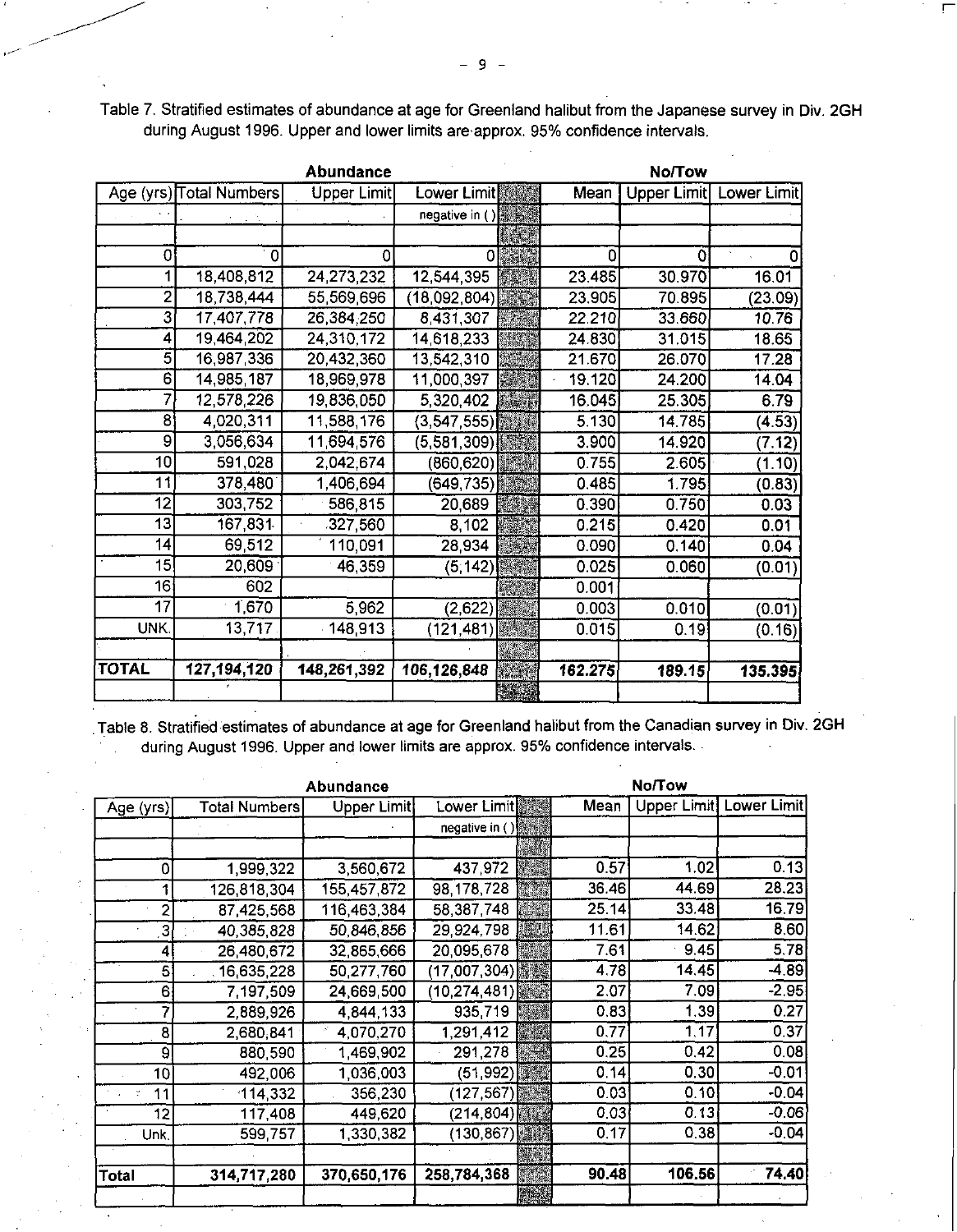Table 7. Stratified estimates of abundance at age for Greenland halibut from the Japanese survey in Div. 2GH during August 1996. Upper and lower limits are approx. 95% confidence intervals.

| | Abundance | | | No/Tow | | |
|---|---|---|---|---|---|---|
| Age (yrs) | Total Numbers | Upper Limit | Lower Limit | Mean | Upper Limit | Lower Limit |
| | | | negative in ( ) | | | |
| 0 | 0 | 0 | 0 | 0 | 0 | 0 |
| 1 | 18,408,812 | 24,273,232 | 12,544,395 | 23.485 | 30.970 | 16.01 |
| 2 | 18,738,444 | 55,569,696 | (18,092,804) | 23.905 | 70.895 | (23.09) |
| 3 | 17,407,778 | 26,384,250 | 8,431,307 | 22.210 | 33.660 | 10.76 |
| 4 | 19,464,202 | 24,310,172 | 14,618,233 | 24.830 | 31.015 | 18.65 |
| 5 | 16,987,336 | 20,432,360 | 13,542,310 | 21.670 | 26.070 | 17.28 |
| 6 | 14,985,187 | 18,969,978 | 11,000,397 | 19.120 | 24.200 | 14.04 |
| 7 | 12,578,226 | 19,836,050 | 5,320,402 | 16.045 | 25.305 | 6.79 |
| 8 | 4,020,311 | 11,588,176 | (3,547,555) | 5.130 | 14.785 | (4.53) |
| 9 | 3,056,634 | 11,694,576 | (5,581,309) | 3.900 | 14.920 | (7.12) |
| 10 | 591,028 | 2,042,674 | (860,620) | 0.755 | 2.605 | (1.10) |
| 11 | 378,480 | 1,406,694 | (649,735) | 0.485 | 1.795 | (0.83) |
| 12 | 303,752 | 586,815 | 20,689 | 0.390 | 0.750 | 0.03 |
| 13 | 167,831 | 327,560 | 8,102 | 0.215 | 0.420 | 0.01 |
| 14 | 69,512 | 110,091 | 28,934 | 0.090 | 0.140 | 0.04 |
| 15 | 20,609 | 46,359 | (5,142) | 0.025 | 0.060 | (0.01) |
| 16 | 602 | | | 0.001 | | |
| 17 | 1,670 | 5,962 | (2,622) | 0.003 | 0.010 | (0.01) |
| UNK. | 13,717 | 148,913 | (121,481) | 0.015 | 0.19 | (0.16) |
| **TOTAL** | **127,194,120** | **148,261,392** | **106,126,848** | **162.275** | **189.15** | **135.395** |

Table 8. Stratified estimates of abundance at age for Greenland halibut from the Canadian survey in Div. 2GH during August 1996. Upper and lower limits are approx. 95% confidence intervals.

| | Abundance | | | No/Tow | | |
|---|---|---|---|---|---|---|
| Age (yrs) | Total Numbers | Upper Limit | Lower Limit | Mean | Upper Limit | Lower Limit |
| | | | negative in ( ) | | | |
| 0 | 1,999,322 | 3,560,672 | 437,972 | 0.57 | 1.02 | 0.13 |
| 1 | 126,818,304 | 155,457,872 | 98,178,728 | 36.46 | 44.69 | 28.23 |
| 2 | 87,425,568 | 116,463,384 | 58,387,748 | 25.14 | 33.48 | 16.79 |
| 3 | 40,385,828 | 50,846,856 | 29,924,798 | 11.61 | 14.62 | 8.60 |
| 4 | 26,480,672 | 32,865,666 | 20,095,678 | 7.61 | 9.45 | 5.78 |
| 5 | 16,635,228 | 50,277,760 | (17,007,304) | 4.78 | 14.45 | -4.89 |
| 6 | 7,197,509 | 24,669,500 | (10,274,481) | 2.07 | 7.09 | -2.95 |
| 7 | 2,889,926 | 4,844,133 | 935,719 | 0.83 | 1.39 | 0.27 |
| 8 | 2,680,841 | 4,070,270 | 1,291,412 | 0.77 | 1.17 | 0.37 |
| 9 | 880,590 | 1,469,902 | 291,278 | 0.25 | 0.42 | 0.08 |
| 10 | 492,006 | 1,036,003 | (51,992) | 0.14 | 0.30 | -0.01 |
| 11 | 114,332 | 356,230 | (127,567) | 0.03 | 0.10 | -0.04 |
| 12 | 117,408 | 449,620 | (214,804) | 0.03 | 0.13 | -0.06 |
| Unk. | 599,757 | 1,330,382 | (130,867) | 0.17 | 0.38 | -0.04 |
| **Total** | **314,717,280** | **370,650,176** | **258,784,368** | **90.48** | **106.56** | **74.40** |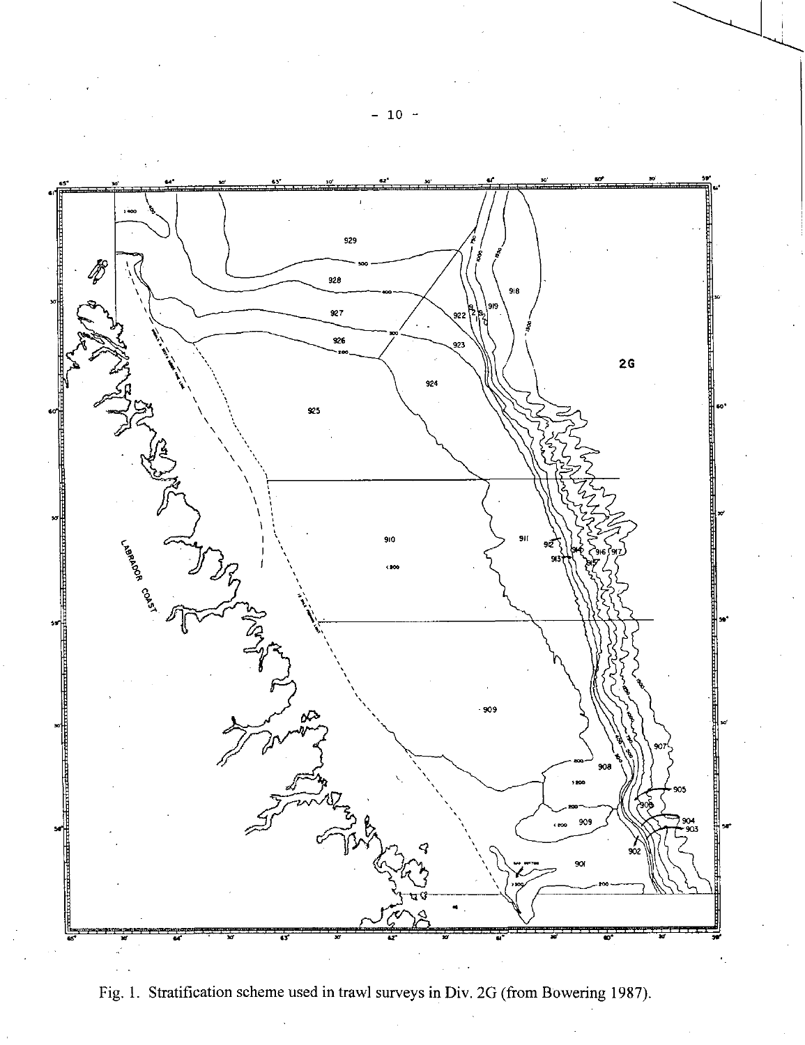Fig. 1. Stratification scheme used in trawl surveys in Div. 2G (from Bowering 1987).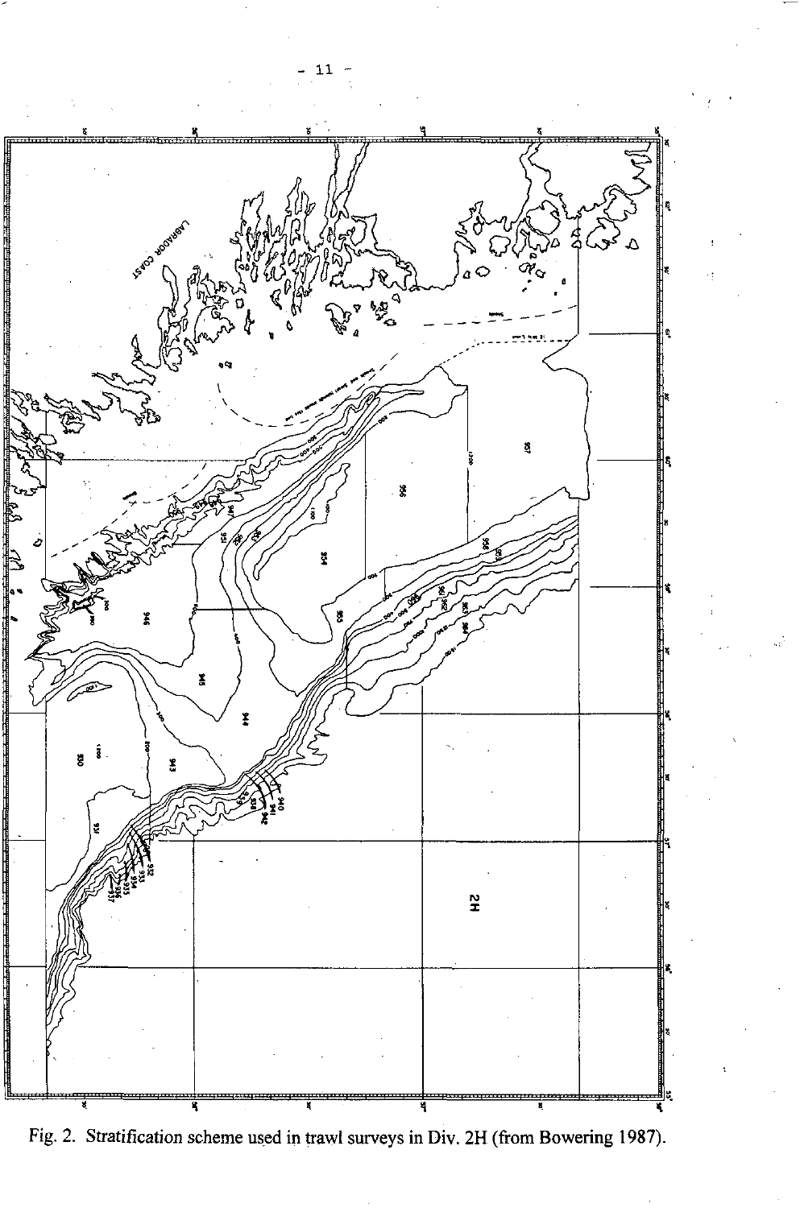Fig. 2. Stratification scheme used in trawl surveys in Div. 2H (from Bowering 1987).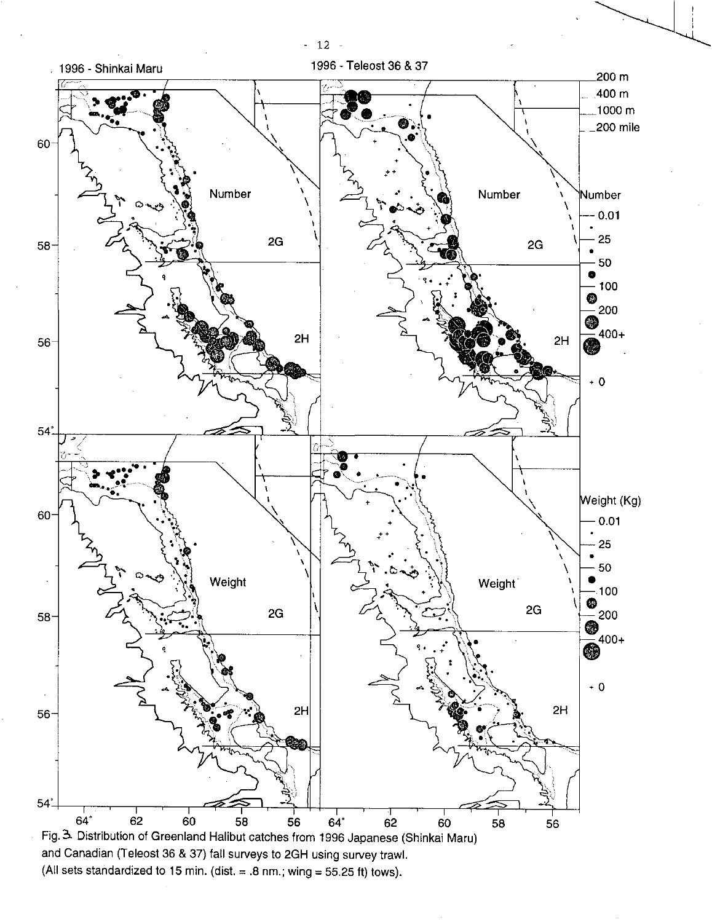Fig. 3. Distribution of Greenland Halibut catches from 1996 Japanese (Shinkai Maru) and Canadian (Teleost 36 & 37) fall surveys to 2GH using survey trawl. (All sets standardized to 15 min. (dist. = .8 nm.; wing = 55.25 ft) tows).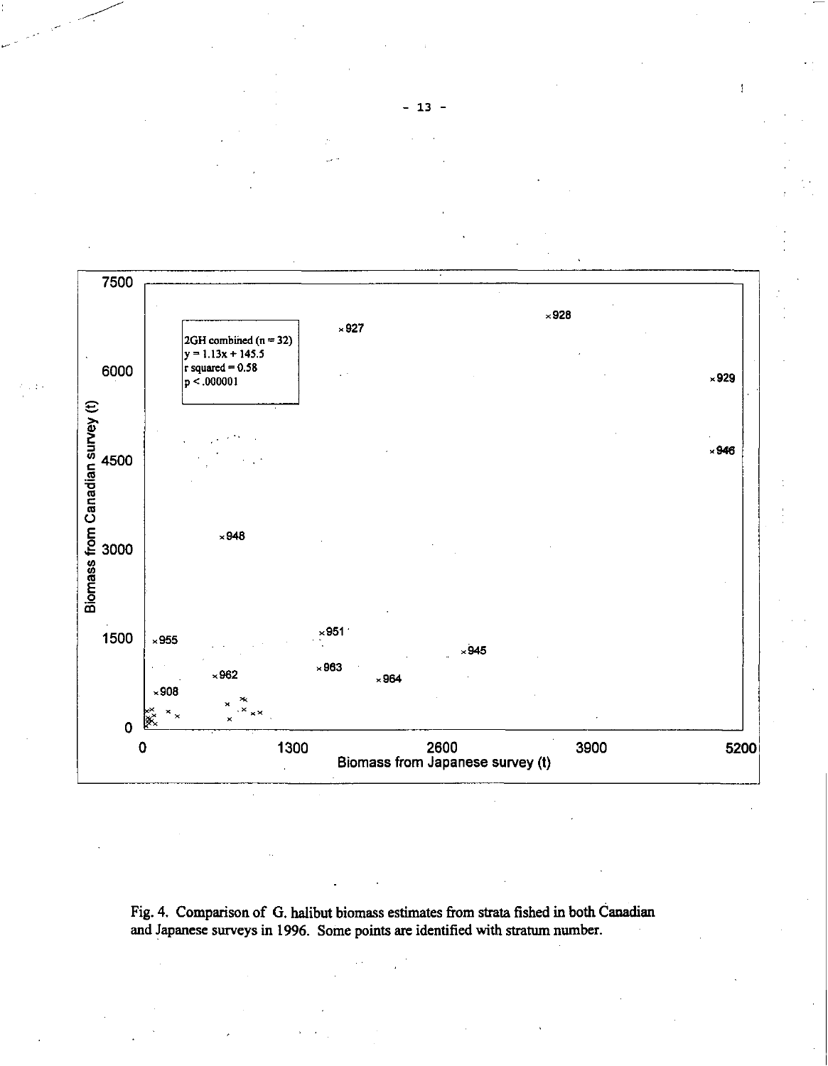2GH combined (n = 32)
$y = 1.13x + 145.5$
r squared = 0.58
$p < .000001$

Fig. 4. Comparison of G. halibut biomass estimates from strata fished in both Canadian and Japanese surveys in 1996. Some points are identified with stratum number.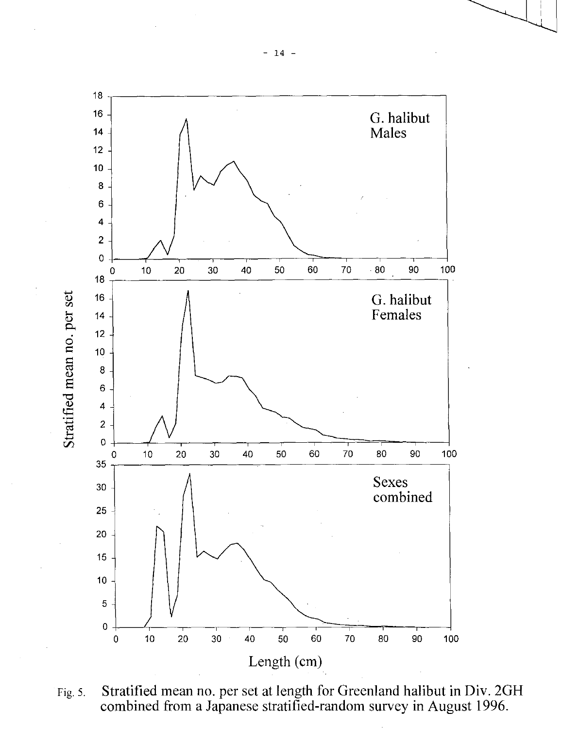Fig. 5. Stratified mean no. per set at length for Greenland halibut in Div. 2GH combined from a Japanese stratified-random survey in August 1996.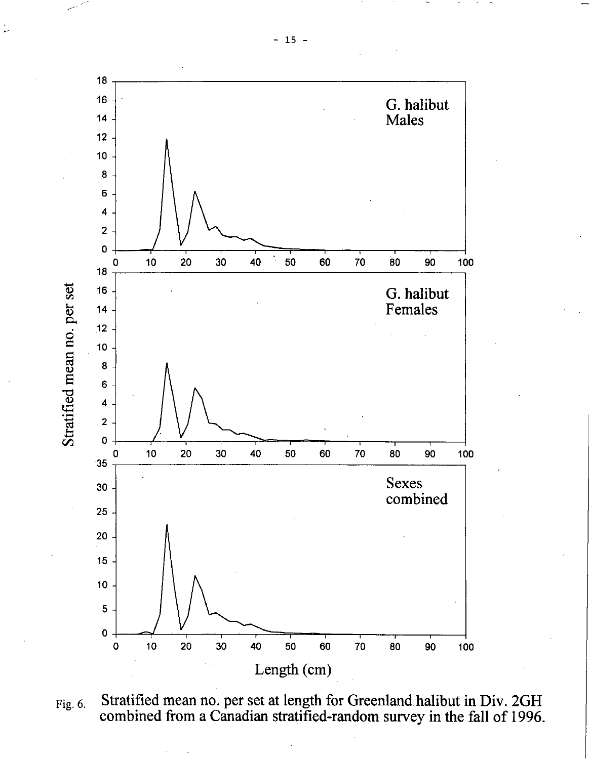Fig. 6. Stratified mean no. per set at length for Greenland halibut in Div. 2GH combined from a Canadian stratified-random survey in the fall of 1996.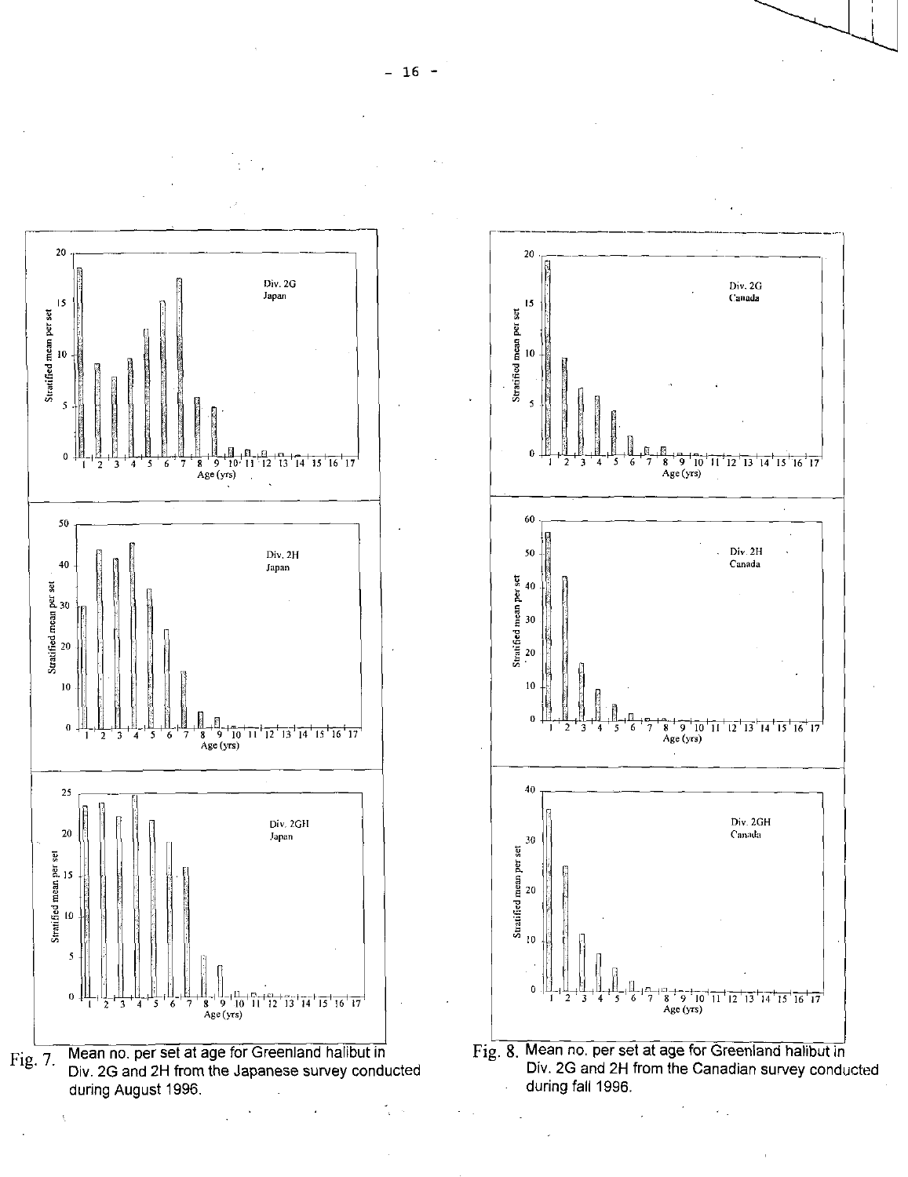20

15

10

5

0

Stratified mean per set

Div. 2G
Japan

1 2 3 4 5 6 7 8 9 10 11 12 13 14 15 16 17
Age (yrs)

50

40

30

20

10

0

Stratified mean per set

Div. 2H
Japan

1 2 3 4 5 6 7 8 9 10 11 12 13 14 15 16 17
Age (yrs)

25

20

15

10

5

0

Stratified mean per set

Div. 2GH
Japan

1 2 3 4 5 6 7 8 9 10 11 12 13 14 15 16 17
Age (yrs)

Fig. 7. Mean no. per set at age for Greenland halibut in Div. 2G and 2H from the Japanese survey conducted during August 1996.

20

15

10

5

0

Stratified mean per set

Div. 2G
Canada

1 2 3 4 5 6 7 8 9 10 11 12 13 14 15 16 17
Age (yrs)

60

50

40

30

20

10

0

Stratified mean per set

Div. 2H
Canada

1 2 3 4 5 6 7 8 9 10 11 12 13 14 15 16 17
Age (yrs)

40

30

20

10

0

Stratified mean per set

Div. 2GH
Canada

1 2 3 4 5 6 7 8 9 10 11 12 13 14 15 16 17
Age (yrs)

Fig. 8. Mean no. per set at age for Greenland halibut in Div. 2G and 2H from the Canadian survey conducted during fall 1996.